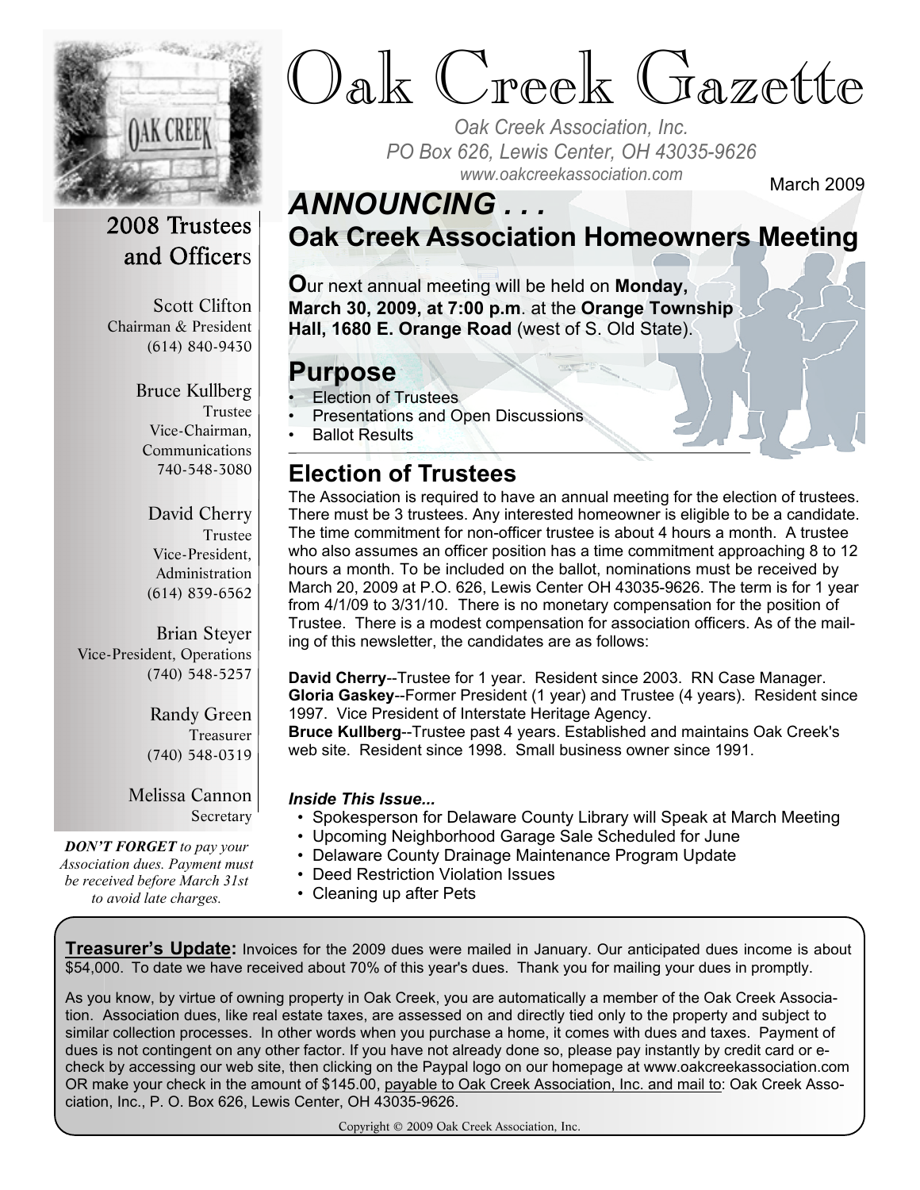# Oak Creek Gazette

*Oak Creek Association, Inc.*
*PO Box 626, Lewis Center, OH 43035-9626*
*www.oakcreekassociation.com*

March 2009

## 2008 Trustees and Officers

Scott Clifton
Chairman & President
(614) 840-9430

Bruce Kullberg
Trustee
Vice-Chairman, Communications
740-548-3080

David Cherry
Trustee
Vice-President, Administration
(614) 839-6562

Brian Steyer
Vice-President, Operations
(740) 548-5257

Randy Green
Treasurer
(740) 548-0319

Melissa Cannon
Secretary

***DON'T FORGET** to pay your Association dues. Payment must be received before March 31st to avoid late charges.*

## *ANNOUNCING . . .*

## Oak Creek Association Homeowners Meeting

**O**ur next annual meeting will be held on **Monday, March 30, 2009, at 7:00 p.m**. at the **Orange Township Hall, 1680 E. Orange Road** (west of S. Old State).

## Purpose

- Election of Trustees
- Presentations and Open Discussions
- Ballot Results

## Election of Trustees

The Association is required to have an annual meeting for the election of trustees. There must be 3 trustees. Any interested homeowner is eligible to be a candidate. The time commitment for non-officer trustee is about 4 hours a month. A trustee who also assumes an officer position has a time commitment approaching 8 to 12 hours a month. To be included on the ballot, nominations must be received by March 20, 2009 at P.O. 626, Lewis Center OH 43035-9626. The term is for 1 year from 4/1/09 to 3/31/10. There is no monetary compensation for the position of Trustee. There is a modest compensation for association officers. As of the mailing of this newsletter, the candidates are as follows:

**David Cherry**--Trustee for 1 year. Resident since 2003. RN Case Manager.
**Gloria Gaskey**--Former President (1 year) and Trustee (4 years). Resident since 1997. Vice President of Interstate Heritage Agency.
**Bruce Kullberg**--Trustee past 4 years. Established and maintains Oak Creek's web site. Resident since 1998. Small business owner since 1991.

***Inside This Issue...***

- Spokesperson for Delaware County Library will Speak at March Meeting
- Upcoming Neighborhood Garage Sale Scheduled for June
- Delaware County Drainage Maintenance Program Update
- Deed Restriction Violation Issues
- Cleaning up after Pets

**Treasurer's Update:** Invoices for the 2009 dues were mailed in January. Our anticipated dues income is about $54,000. To date we have received about 70% of this year's dues. Thank you for mailing your dues in promptly.

As you know, by virtue of owning property in Oak Creek, you are automatically a member of the Oak Creek Association. Association dues, like real estate taxes, are assessed on and directly tied only to the property and subject to similar collection processes. In other words when you purchase a home, it comes with dues and taxes. Payment of dues is not contingent on any other factor. If you have not already done so, please pay instantly by credit card or e-check by accessing our web site, then clicking on the Paypal logo on our homepage at www.oakcreekassociation.com OR make your check in the amount of $145.00, payable to Oak Creek Association, Inc. and mail to: Oak Creek Association, Inc., P. O. Box 626, Lewis Center, OH 43035-9626.

Copyright © 2009 Oak Creek Association, Inc.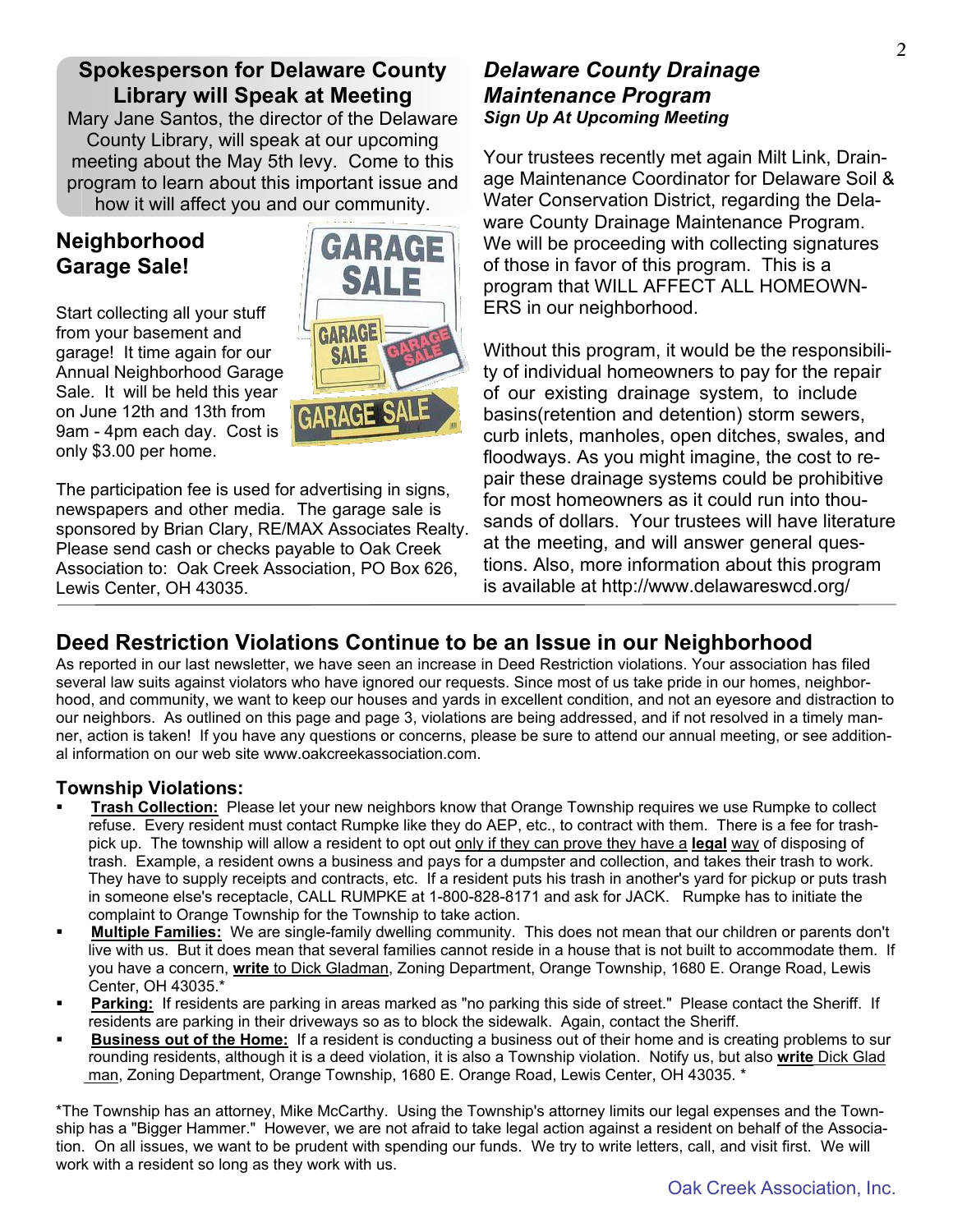## Spokesperson for Delaware County Library will Speak at Meeting

Mary Jane Santos, the director of the Delaware County Library, will speak at our upcoming meeting about the May 5th levy. Come to this program to learn about this important issue and how it will affect you and our community.

## Neighborhood Garage Sale!

Start collecting all your stuff from your basement and garage! It time again for our Annual Neighborhood Garage Sale. It will be held this year on June 12th and 13th from 9am - 4pm each day. Cost is only $3.00 per home.

The participation fee is used for advertising in signs, newspapers and other media. The garage sale is sponsored by Brian Clary, RE/MAX Associates Realty. Please send cash or checks payable to Oak Creek Association to: Oak Creek Association, PO Box 626, Lewis Center, OH 43035.

## *Delaware County Drainage Maintenance Program*

***Sign Up At Upcoming Meeting***

Your trustees recently met again Milt Link, Drainage Maintenance Coordinator for Delaware Soil & Water Conservation District, regarding the Delaware County Drainage Maintenance Program. We will be proceeding with collecting signatures of those in favor of this program. This is a program that WILL AFFECT ALL HOMEOWNERS in our neighborhood.

Without this program, it would be the responsibility of individual homeowners to pay for the repair of our existing drainage system, to include basins(retention and detention) storm sewers, curb inlets, manholes, open ditches, swales, and floodways. As you might imagine, the cost to repair these drainage systems could be prohibitive for most homeowners as it could run into thousands of dollars. Your trustees will have literature at the meeting, and will answer general questions. Also, more information about this program is available at http://www.delawareswcd.org/

## Deed Restriction Violations Continue to be an Issue in our Neighborhood

As reported in our last newsletter, we have seen an increase in Deed Restriction violations. Your association has filed several law suits against violators who have ignored our requests. Since most of us take pride in our homes, neighborhood, and community, we want to keep our houses and yards in excellent condition, and not an eyesore and distraction to our neighbors. As outlined on this page and page 3, violations are being addressed, and if not resolved in a timely manner, action is taken! If you have any questions or concerns, please be sure to attend our annual meeting, or see additional information on our web site www.oakcreekassociation.com.

### Township Violations:

- **Trash Collection:** Please let your new neighbors know that Orange Township requires we use Rumpke to collect refuse. Every resident must contact Rumpke like they do AEP, etc., to contract with them. There is a fee for trash-pick up. The township will allow a resident to opt out only if they can prove they have a **legal** way of disposing of trash. Example, a resident owns a business and pays for a dumpster and collection, and takes their trash to work. They have to supply receipts and contracts, etc. If a resident puts his trash in another's yard for pickup or puts trash in someone else's receptacle, CALL RUMPKE at 1-800-828-8171 and ask for JACK. Rumpke has to initiate the complaint to Orange Township for the Township to take action.
- **Multiple Families:** We are single-family dwelling community. This does not mean that our children or parents don't live with us. But it does mean that several families cannot reside in a house that is not built to accommodate them. If you have a concern, **write** to Dick Gladman, Zoning Department, Orange Township, 1680 E. Orange Road, Lewis Center, OH 43035.*
- **Parking:** If residents are parking in areas marked as "no parking this side of street." Please contact the Sheriff. If residents are parking in their driveways so as to block the sidewalk. Again, contact the Sheriff.
- **Business out of the Home:** If a resident is conducting a business out of their home and is creating problems to surrounding residents, although it is a deed violation, it is also a Township violation. Notify us, but also **write** Dick Gladman, Zoning Department, Orange Township, 1680 E. Orange Road, Lewis Center, OH 43035. *

*The Township has an attorney, Mike McCarthy. Using the Township's attorney limits our legal expenses and the Township has a "Bigger Hammer." However, we are not afraid to take legal action against a resident on behalf of the Association. On all issues, we want to be prudent with spending our funds. We try to write letters, call, and visit first. We will work with a resident so long as they work with us.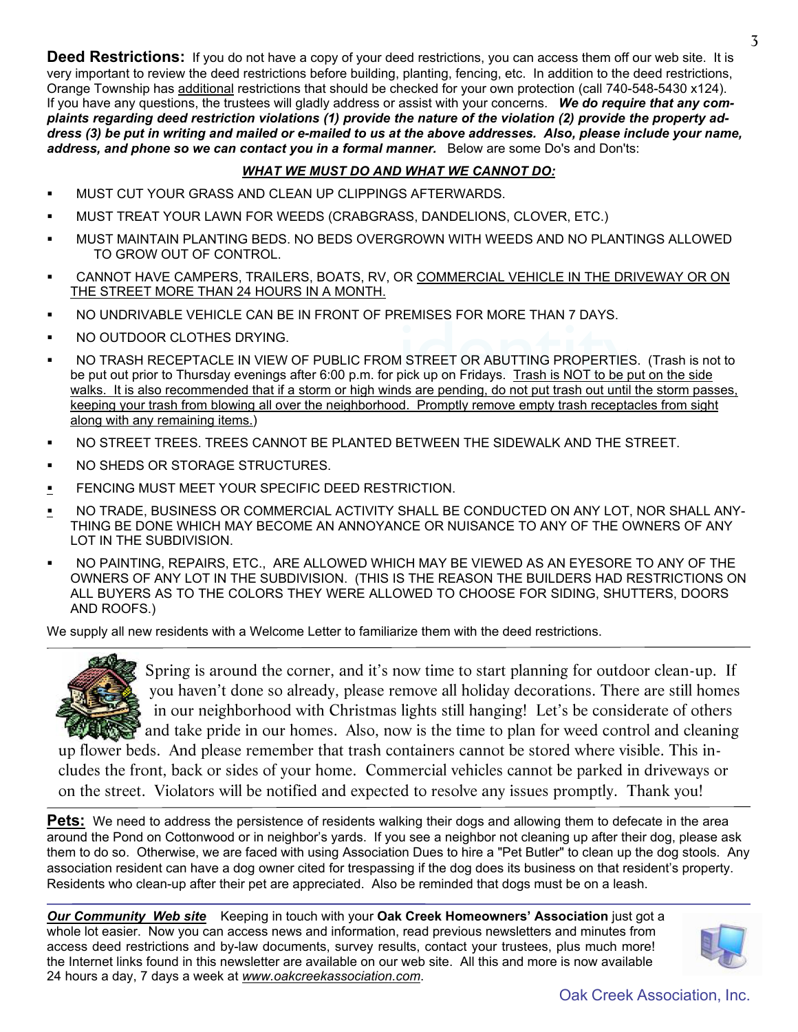**Deed Restrictions:** If you do not have a copy of your deed restrictions, you can access them off our web site. It is very important to review the deed restrictions before building, planting, fencing, etc. In addition to the deed restrictions, Orange Township has additional restrictions that should be checked for your own protection (call 740-548-5430 x124). If you have any questions, the trustees will gladly address or assist with your concerns. ***We do require that any complaints regarding deed restriction violations (1) provide the nature of the violation (2) provide the property address (3) be put in writing and mailed or e-mailed to us at the above addresses. Also, please include your name, address, and phone so we can contact you in a formal manner.*** Below are some Do's and Don'ts:

***WHAT WE MUST DO AND WHAT WE CANNOT DO:***

- MUST CUT YOUR GRASS AND CLEAN UP CLIPPINGS AFTERWARDS.
- MUST TREAT YOUR LAWN FOR WEEDS (CRABGRASS, DANDELIONS, CLOVER, ETC.)
- MUST MAINTAIN PLANTING BEDS. NO BEDS OVERGROWN WITH WEEDS AND NO PLANTINGS ALLOWED TO GROW OUT OF CONTROL.
- CANNOT HAVE CAMPERS, TRAILERS, BOATS, RV, OR COMMERCIAL VEHICLE IN THE DRIVEWAY OR ON THE STREET MORE THAN 24 HOURS IN A MONTH.
- NO UNDRIVABLE VEHICLE CAN BE IN FRONT OF PREMISES FOR MORE THAN 7 DAYS.
- NO OUTDOOR CLOTHES DRYING.
- NO TRASH RECEPTACLE IN VIEW OF PUBLIC FROM STREET OR ABUTTING PROPERTIES. (Trash is not to be put out prior to Thursday evenings after 6:00 p.m. for pick up on Fridays. Trash is NOT to be put on the side walks. It is also recommended that if a storm or high winds are pending, do not put trash out until the storm passes, keeping your trash from blowing all over the neighborhood. Promptly remove empty trash receptacles from sight along with any remaining items.)
- NO STREET TREES. TREES CANNOT BE PLANTED BETWEEN THE SIDEWALK AND THE STREET.
- NO SHEDS OR STORAGE STRUCTURES.
- FENCING MUST MEET YOUR SPECIFIC DEED RESTRICTION.
- NO TRADE, BUSINESS OR COMMERCIAL ACTIVITY SHALL BE CONDUCTED ON ANY LOT, NOR SHALL ANYTHING BE DONE WHICH MAY BECOME AN ANNOYANCE OR NUISANCE TO ANY OF THE OWNERS OF ANY LOT IN THE SUBDIVISION.
- NO PAINTING, REPAIRS, ETC., ARE ALLOWED WHICH MAY BE VIEWED AS AN EYESORE TO ANY OF THE OWNERS OF ANY LOT IN THE SUBDIVISION. (THIS IS THE REASON THE BUILDERS HAD RESTRICTIONS ON ALL BUYERS AS TO THE COLORS THEY WERE ALLOWED TO CHOOSE FOR SIDING, SHUTTERS, DOORS AND ROOFS.)

We supply all new residents with a Welcome Letter to familiarize them with the deed restrictions.

---

Spring is around the corner, and it's now time to start planning for outdoor clean-up. If you haven't done so already, please remove all holiday decorations. There are still homes in our neighborhood with Christmas lights still hanging! Let's be considerate of others and take pride in our homes. Also, now is the time to plan for weed control and cleaning up flower beds. And please remember that trash containers cannot be stored where visible. This includes the front, back or sides of your home. Commercial vehicles cannot be parked in driveways or on the street. Violators will be notified and expected to resolve any issues promptly. Thank you!

---

**Pets:** We need to address the persistence of residents walking their dogs and allowing them to defecate in the area around the Pond on Cottonwood or in neighbor's yards. If you see a neighbor not cleaning up after their dog, please ask them to do so. Otherwise, we are faced with using Association Dues to hire a "Pet Butler" to clean up the dog stools. Any association resident can have a dog owner cited for trespassing if the dog does its business on that resident's property. Residents who clean-up after their pet are appreciated. Also be reminded that dogs must be on a leash.

---

***Our Community Web site*** Keeping in touch with your **Oak Creek Homeowners' Association** just got a whole lot easier. Now you can access news and information, read previous newsletters and minutes from access deed restrictions and by-law documents, survey results, contact your trustees, plus much more! the Internet links found in this newsletter are available on our web site. All this and more is now available 24 hours a day, 7 days a week at *www.oakcreekassociation.com*.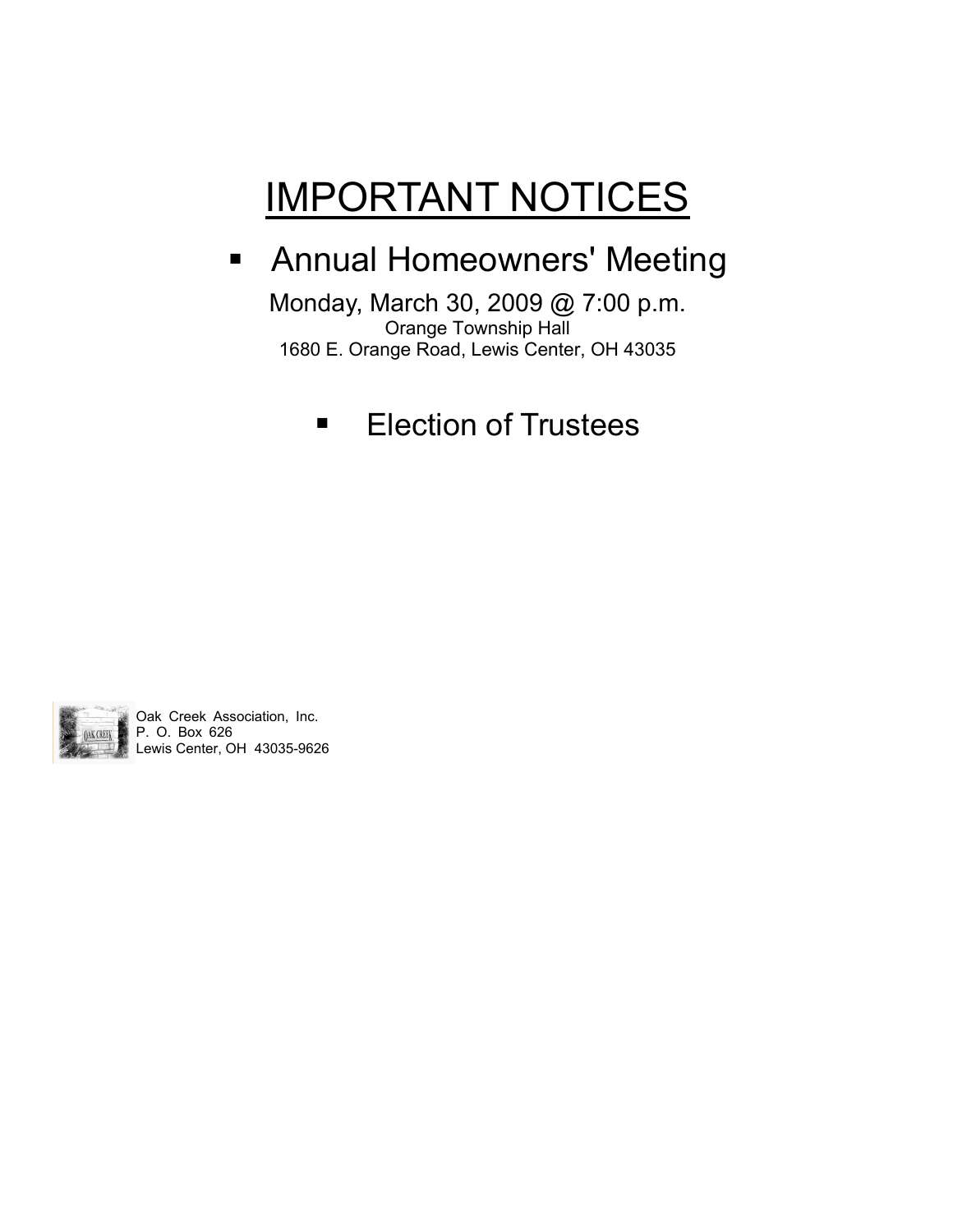# IMPORTANT NOTICES

- Annual Homeowners' Meeting

Monday, March 30, 2009 @ 7:00 p.m.
Orange Township Hall
1680 E. Orange Road, Lewis Center, OH 43035

- Election of Trustees

Oak Creek Association, Inc.
P. O. Box 626
Lewis Center, OH 43035-9626